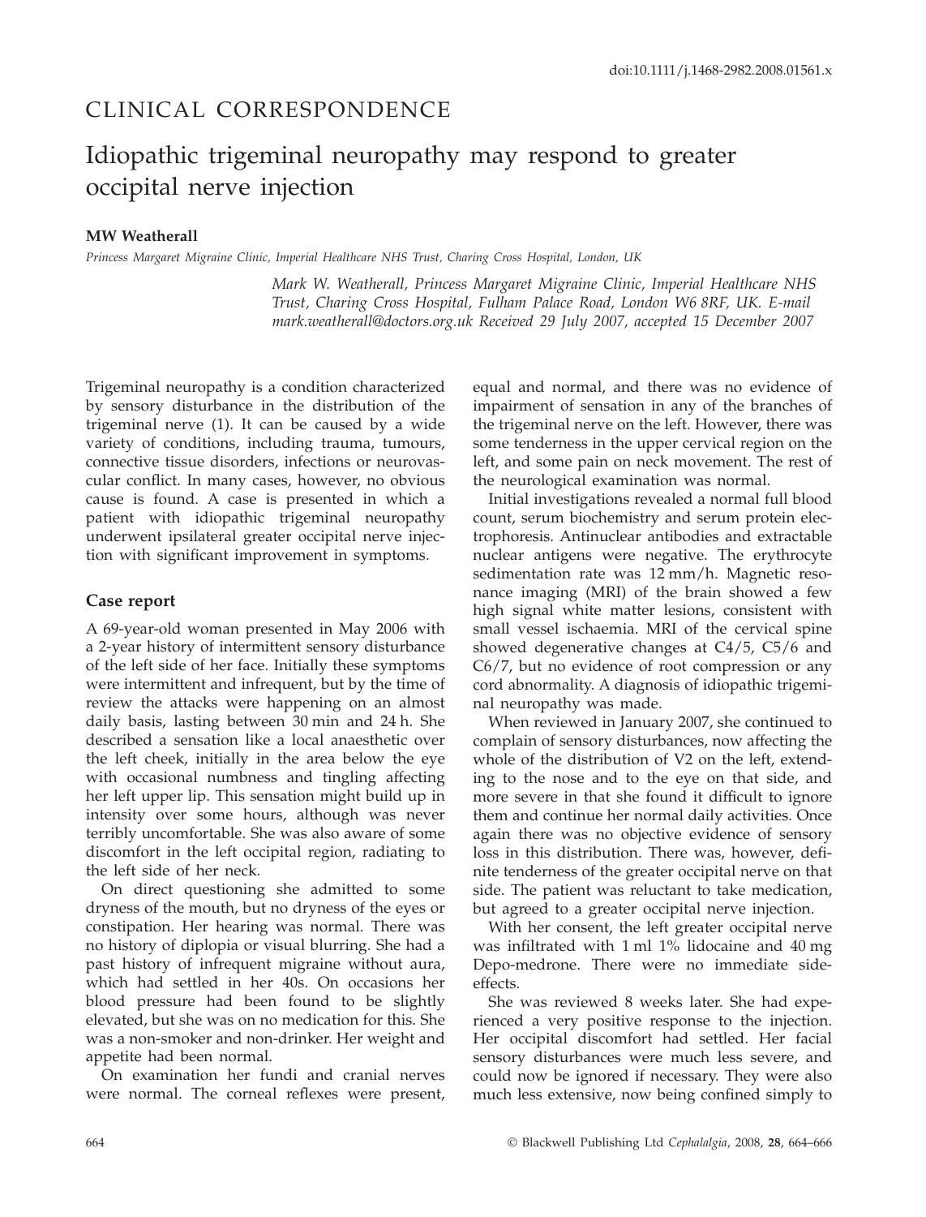doi:10.1111/j.1468-2982.2008.01561.x

CLINICAL CORRESPONDENCE

# Idiopathic trigeminal neuropathy may respond to greater occipital nerve injection

**MW Weatherall**

*Princess Margaret Migraine Clinic, Imperial Healthcare NHS Trust, Charing Cross Hospital, London, UK*

*Mark W. Weatherall, Princess Margaret Migraine Clinic, Imperial Healthcare NHS Trust, Charing Cross Hospital, Fulham Palace Road, London W6 8RF, UK. E-mail mark.weatherall@doctors.org.uk Received 29 July 2007, accepted 15 December 2007*

Trigeminal neuropathy is a condition characterized by sensory disturbance in the distribution of the trigeminal nerve (1). It can be caused by a wide variety of conditions, including trauma, tumours, connective tissue disorders, infections or neurovascular conflict. In many cases, however, no obvious cause is found. A case is presented in which a patient with idiopathic trigeminal neuropathy underwent ipsilateral greater occipital nerve injection with significant improvement in symptoms.

## Case report

A 69-year-old woman presented in May 2006 with a 2-year history of intermittent sensory disturbance of the left side of her face. Initially these symptoms were intermittent and infrequent, but by the time of review the attacks were happening on an almost daily basis, lasting between 30 min and 24 h. She described a sensation like a local anaesthetic over the left cheek, initially in the area below the eye with occasional numbness and tingling affecting her left upper lip. This sensation might build up in intensity over some hours, although was never terribly uncomfortable. She was also aware of some discomfort in the left occipital region, radiating to the left side of her neck.

On direct questioning she admitted to some dryness of the mouth, but no dryness of the eyes or constipation. Her hearing was normal. There was no history of diplopia or visual blurring. She had a past history of infrequent migraine without aura, which had settled in her 40s. On occasions her blood pressure had been found to be slightly elevated, but she was on no medication for this. She was a non-smoker and non-drinker. Her weight and appetite had been normal.

On examination her fundi and cranial nerves were normal. The corneal reflexes were present, equal and normal, and there was no evidence of impairment of sensation in any of the branches of the trigeminal nerve on the left. However, there was some tenderness in the upper cervical region on the left, and some pain on neck movement. The rest of the neurological examination was normal.

Initial investigations revealed a normal full blood count, serum biochemistry and serum protein electrophoresis. Antinuclear antibodies and extractable nuclear antigens were negative. The erythrocyte sedimentation rate was 12 mm/h. Magnetic resonance imaging (MRI) of the brain showed a few high signal white matter lesions, consistent with small vessel ischaemia. MRI of the cervical spine showed degenerative changes at C4/5, C5/6 and C6/7, but no evidence of root compression or any cord abnormality. A diagnosis of idiopathic trigeminal neuropathy was made.

When reviewed in January 2007, she continued to complain of sensory disturbances, now affecting the whole of the distribution of V2 on the left, extending to the nose and to the eye on that side, and more severe in that she found it difficult to ignore them and continue her normal daily activities. Once again there was no objective evidence of sensory loss in this distribution. There was, however, definite tenderness of the greater occipital nerve on that side. The patient was reluctant to take medication, but agreed to a greater occipital nerve injection.

With her consent, the left greater occipital nerve was infiltrated with 1 ml 1% lidocaine and 40 mg Depo-medrone. There were no immediate side-effects.

She was reviewed 8 weeks later. She had experienced a very positive response to the injection. Her occipital discomfort had settled. Her facial sensory disturbances were much less severe, and could now be ignored if necessary. They were also much less extensive, now being confined simply to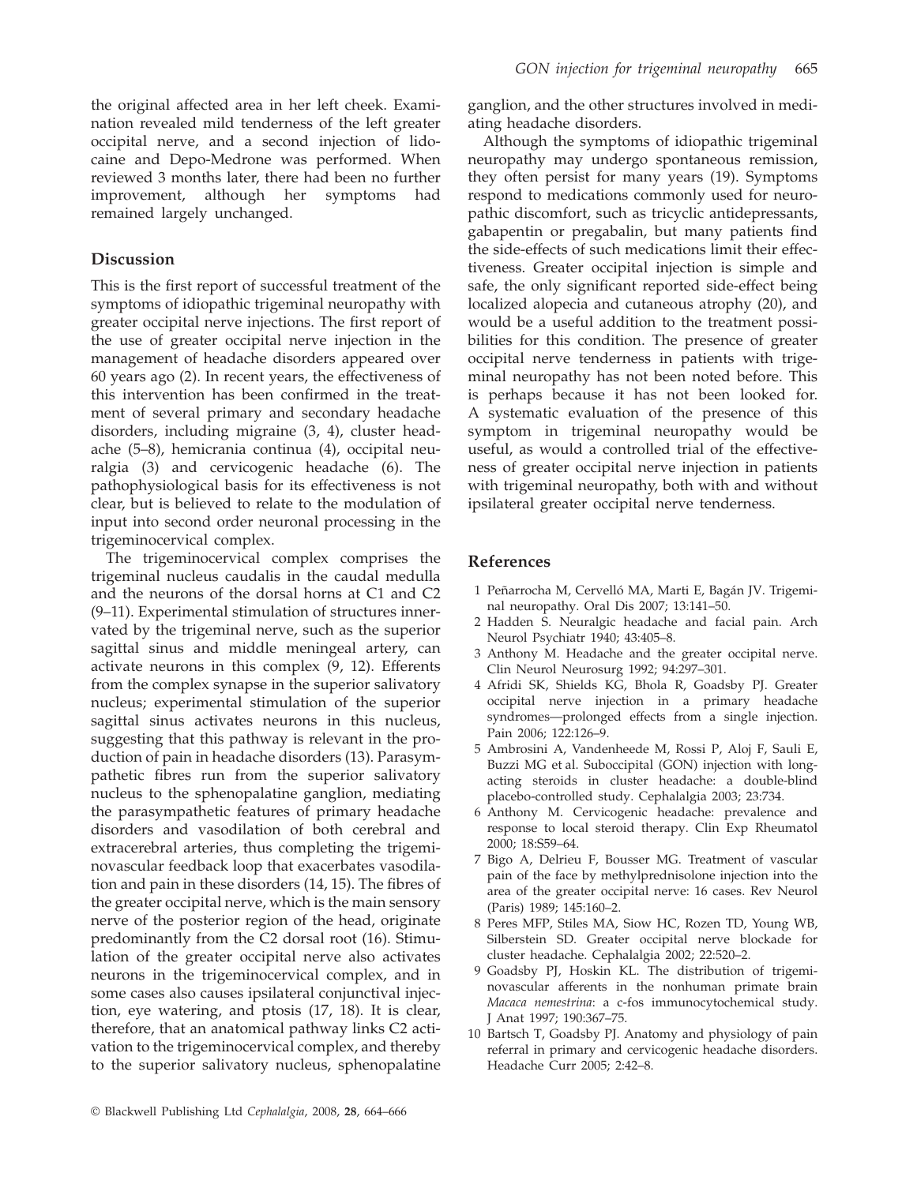the original affected area in her left cheek. Examination revealed mild tenderness of the left greater occipital nerve, and a second injection of lidocaine and Depo-Medrone was performed. When reviewed 3 months later, there had been no further improvement, although her symptoms had remained largely unchanged.

## Discussion

This is the first report of successful treatment of the symptoms of idiopathic trigeminal neuropathy with greater occipital nerve injections. The first report of the use of greater occipital nerve injection in the management of headache disorders appeared over 60 years ago (2). In recent years, the effectiveness of this intervention has been confirmed in the treatment of several primary and secondary headache disorders, including migraine (3, 4), cluster headache (5–8), hemicrania continua (4), occipital neuralgia (3) and cervicogenic headache (6). The pathophysiological basis for its effectiveness is not clear, but is believed to relate to the modulation of input into second order neuronal processing in the trigeminocervical complex.

The trigeminocervical complex comprises the trigeminal nucleus caudalis in the caudal medulla and the neurons of the dorsal horns at C1 and C2 (9–11). Experimental stimulation of structures innervated by the trigeminal nerve, such as the superior sagittal sinus and middle meningeal artery, can activate neurons in this complex (9, 12). Efferents from the complex synapse in the superior salivatory nucleus; experimental stimulation of the superior sagittal sinus activates neurons in this nucleus, suggesting that this pathway is relevant in the production of pain in headache disorders (13). Parasympathetic fibres run from the superior salivatory nucleus to the sphenopalatine ganglion, mediating the parasympathetic features of primary headache disorders and vasodilation of both cerebral and extracerebral arteries, thus completing the trigeminovascular feedback loop that exacerbates vasodilation and pain in these disorders (14, 15). The fibres of the greater occipital nerve, which is the main sensory nerve of the posterior region of the head, originate predominantly from the C2 dorsal root (16). Stimulation of the greater occipital nerve also activates neurons in the trigeminocervical complex, and in some cases also causes ipsilateral conjunctival injection, eye watering, and ptosis (17, 18). It is clear, therefore, that an anatomical pathway links C2 activation to the trigeminocervical complex, and thereby to the superior salivatory nucleus, sphenopalatine ganglion, and the other structures involved in mediating headache disorders.

Although the symptoms of idiopathic trigeminal neuropathy may undergo spontaneous remission, they often persist for many years (19). Symptoms respond to medications commonly used for neuropathic discomfort, such as tricyclic antidepressants, gabapentin or pregabalin, but many patients find the side-effects of such medications limit their effectiveness. Greater occipital injection is simple and safe, the only significant reported side-effect being localized alopecia and cutaneous atrophy (20), and would be a useful addition to the treatment possibilities for this condition. The presence of greater occipital nerve tenderness in patients with trigeminal neuropathy has not been noted before. This is perhaps because it has not been looked for. A systematic evaluation of the presence of this symptom in trigeminal neuropathy would be useful, as would a controlled trial of the effectiveness of greater occipital nerve injection in patients with trigeminal neuropathy, both with and without ipsilateral greater occipital nerve tenderness.

## References

1 Peñarrocha M, Cervelló MA, Marti E, Bagán JV. Trigeminal neuropathy. Oral Dis 2007; 13:141–50.

2 Hadden S. Neuralgic headache and facial pain. Arch Neurol Psychiatr 1940; 43:405–8.

3 Anthony M. Headache and the greater occipital nerve. Clin Neurol Neurosurg 1992; 94:297–301.

4 Afridi SK, Shields KG, Bhola R, Goadsby PJ. Greater occipital nerve injection in a primary headache syndromes—prolonged effects from a single injection. Pain 2006; 122:126–9.

5 Ambrosini A, Vandenheede M, Rossi P, Aloj F, Sauli E, Buzzi MG et al. Suboccipital (GON) injection with long-acting steroids in cluster headache: a double-blind placebo-controlled study. Cephalalgia 2003; 23:734.

6 Anthony M. Cervicogenic headache: prevalence and response to local steroid therapy. Clin Exp Rheumatol 2000; 18:S59–64.

7 Bigo A, Delrieu F, Bousser MG. Treatment of vascular pain of the face by methylprednisolone injection into the area of the greater occipital nerve: 16 cases. Rev Neurol (Paris) 1989; 145:160–2.

8 Peres MFP, Stiles MA, Siow HC, Rozen TD, Young WB, Silberstein SD. Greater occipital nerve blockade for cluster headache. Cephalalgia 2002; 22:520–2.

9 Goadsby PJ, Hoskin KL. The distribution of trigeminovascular afferents in the nonhuman primate brain *Macaca nemestrina*: a c-fos immunocytochemical study. J Anat 1997; 190:367–75.

10 Bartsch T, Goadsby PJ. Anatomy and physiology of pain referral in primary and cervicogenic headache disorders. Headache Curr 2005; 2:42–8.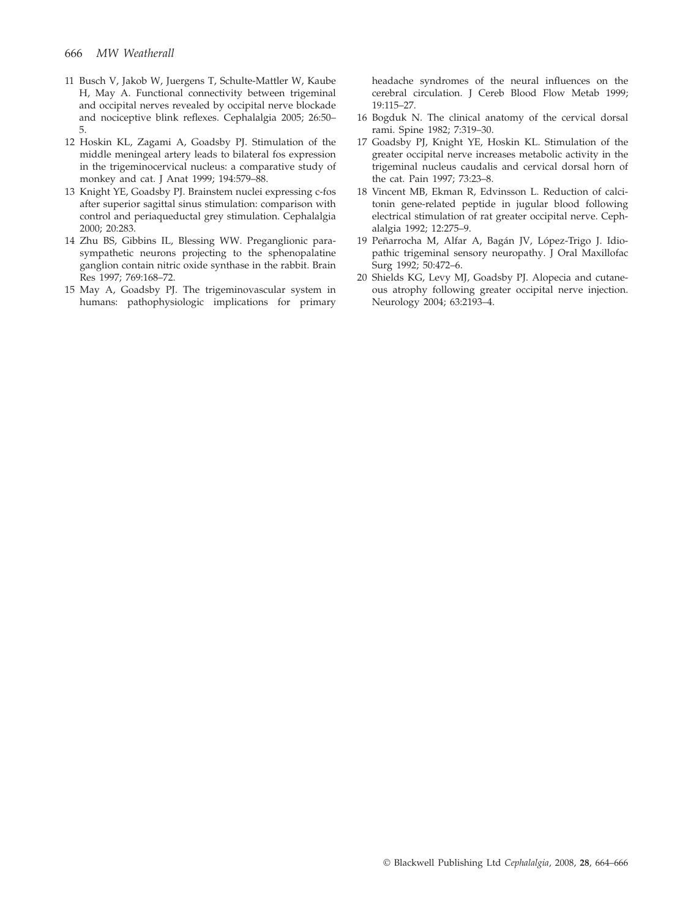11 Busch V, Jakob W, Juergens T, Schulte-Mattler W, Kaube H, May A. Functional connectivity between trigeminal and occipital nerves revealed by occipital nerve blockade and nociceptive blink reflexes. Cephalalgia 2005; 26:50–5.

12 Hoskin KL, Zagami A, Goadsby PJ. Stimulation of the middle meningeal artery leads to bilateral fos expression in the trigeminocervical nucleus: a comparative study of monkey and cat. J Anat 1999; 194:579–88.

13 Knight YE, Goadsby PJ. Brainstem nuclei expressing c-fos after superior sagittal sinus stimulation: comparison with control and periaqueductal grey stimulation. Cephalalgia 2000; 20:283.

14 Zhu BS, Gibbins IL, Blessing WW. Preganglionic parasympathetic neurons projecting to the sphenopalatine ganglion contain nitric oxide synthase in the rabbit. Brain Res 1997; 769:168–72.

15 May A, Goadsby PJ. The trigeminovascular system in humans: pathophysiologic implications for primary headache syndromes of the neural influences on the cerebral circulation. J Cereb Blood Flow Metab 1999; 19:115–27.

16 Bogduk N. The clinical anatomy of the cervical dorsal rami. Spine 1982; 7:319–30.

17 Goadsby PJ, Knight YE, Hoskin KL. Stimulation of the greater occipital nerve increases metabolic activity in the trigeminal nucleus caudalis and cervical dorsal horn of the cat. Pain 1997; 73:23–8.

18 Vincent MB, Ekman R, Edvinsson L. Reduction of calcitonin gene-related peptide in jugular blood following electrical stimulation of rat greater occipital nerve. Cephalalgia 1992; 12:275–9.

19 Peñarrocha M, Alfar A, Bagán JV, López-Trigo J. Idiopathic trigeminal sensory neuropathy. J Oral Maxillofac Surg 1992; 50:472–6.

20 Shields KG, Levy MJ, Goadsby PJ. Alopecia and cutaneous atrophy following greater occipital nerve injection. Neurology 2004; 63:2193–4.